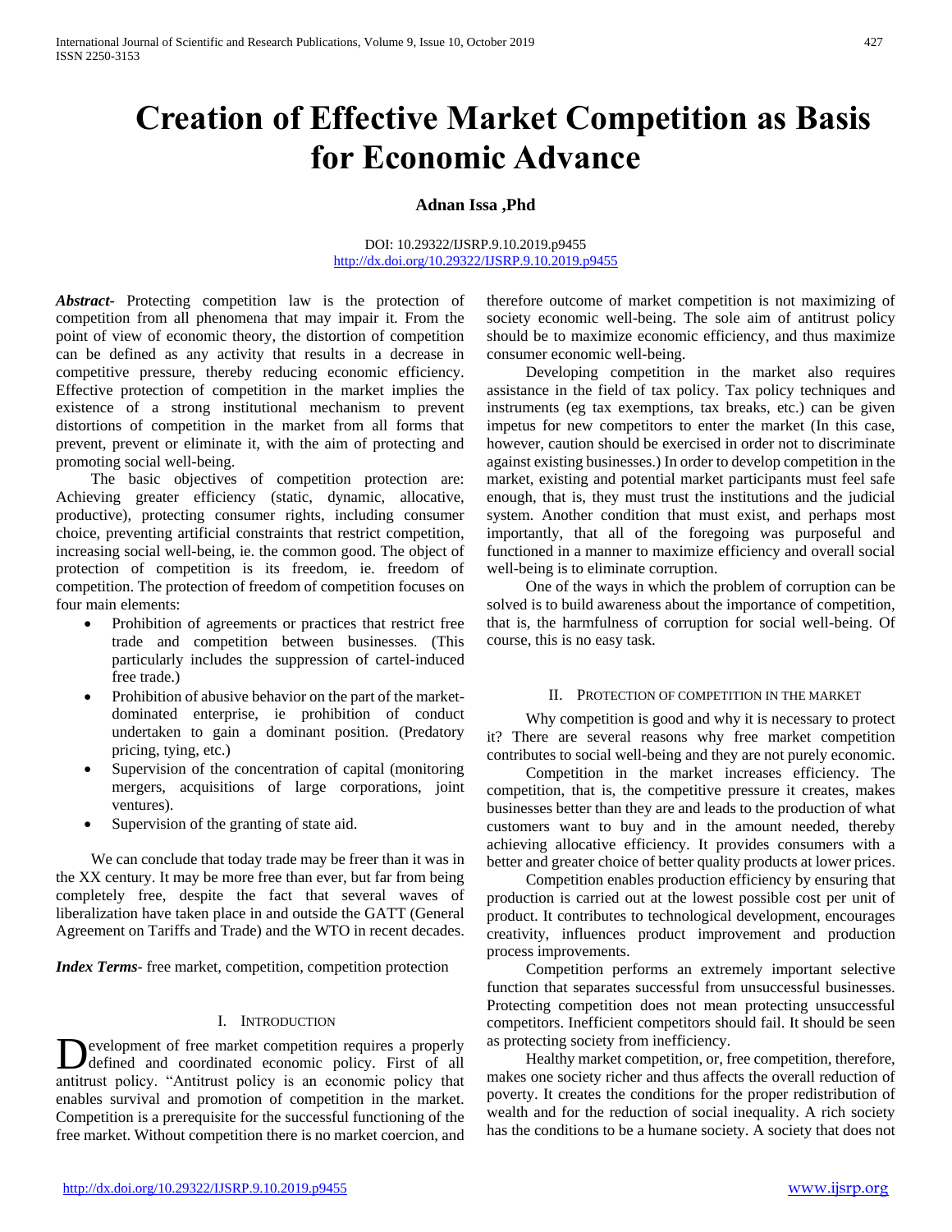# Creation of Effective Market Competition as Basis for Economic Advance

**Adnan Issa ,Phd**

DOI: 10.29322/IJSRP.9.10.2019.p9455
http://dx.doi.org/10.29322/IJSRP.9.10.2019.p9455

***Abstract-*** Protecting competition law is the protection of competition from all phenomena that may impair it. From the point of view of economic theory, the distortion of competition can be defined as any activity that results in a decrease in competitive pressure, thereby reducing economic efficiency. Effective protection of competition in the market implies the existence of a strong institutional mechanism to prevent distortions of competition in the market from all forms that prevent, prevent or eliminate it, with the aim of protecting and promoting social well-being.

The basic objectives of competition protection are: Achieving greater efficiency (static, dynamic, allocative, productive), protecting consumer rights, including consumer choice, preventing artificial constraints that restrict competition, increasing social well-being, ie. the common good. The object of protection of competition is its freedom, ie. freedom of competition. The protection of freedom of competition focuses on four main elements:

- Prohibition of agreements or practices that restrict free trade and competition between businesses. (This particularly includes the suppression of cartel-induced free trade.)
- Prohibition of abusive behavior on the part of the market-dominated enterprise, ie prohibition of conduct undertaken to gain a dominant position. (Predatory pricing, tying, etc.)
- Supervision of the concentration of capital (monitoring mergers, acquisitions of large corporations, joint ventures).
- Supervision of the granting of state aid.

We can conclude that today trade may be freer than it was in the XX century. It may be more free than ever, but far from being completely free, despite the fact that several waves of liberalization have taken place in and outside the GATT (General Agreement on Tariffs and Trade) and the WTO in recent decades.

***Index Terms*-** free market, competition, competition protection

## I. Introduction

Development of free market competition requires a properly defined and coordinated economic policy. First of all antitrust policy. "Antitrust policy is an economic policy that enables survival and promotion of competition in the market. Competition is a prerequisite for the successful functioning of the free market. Without competition there is no market coercion, and therefore outcome of market competition is not maximizing of society economic well-being. The sole aim of antitrust policy should be to maximize economic efficiency, and thus maximize consumer economic well-being.

Developing competition in the market also requires assistance in the field of tax policy. Tax policy techniques and instruments (eg tax exemptions, tax breaks, etc.) can be given impetus for new competitors to enter the market (In this case, however, caution should be exercised in order not to discriminate against existing businesses.) In order to develop competition in the market, existing and potential market participants must feel safe enough, that is, they must trust the institutions and the judicial system. Another condition that must exist, and perhaps most importantly, that all of the foregoing was purposeful and functioned in a manner to maximize efficiency and overall social well-being is to eliminate corruption.

One of the ways in which the problem of corruption can be solved is to build awareness about the importance of competition, that is, the harmfulness of corruption for social well-being. Of course, this is no easy task.

## II. Protection of Competition in the Market

Why competition is good and why it is necessary to protect it? There are several reasons why free market competition contributes to social well-being and they are not purely economic.

Competition in the market increases efficiency. The competition, that is, the competitive pressure it creates, makes businesses better than they are and leads to the production of what customers want to buy and in the amount needed, thereby achieving allocative efficiency. It provides consumers with a better and greater choice of better quality products at lower prices.

Competition enables production efficiency by ensuring that production is carried out at the lowest possible cost per unit of product. It contributes to technological development, encourages creativity, influences product improvement and production process improvements.

Competition performs an extremely important selective function that separates successful from unsuccessful businesses. Protecting competition does not mean protecting unsuccessful competitors. Inefficient competitors should fail. It should be seen as protecting society from inefficiency.

Healthy market competition, or, free competition, therefore, makes one society richer and thus affects the overall reduction of poverty. It creates the conditions for the proper redistribution of wealth and for the reduction of social inequality. A rich society has the conditions to be a humane society. A society that does not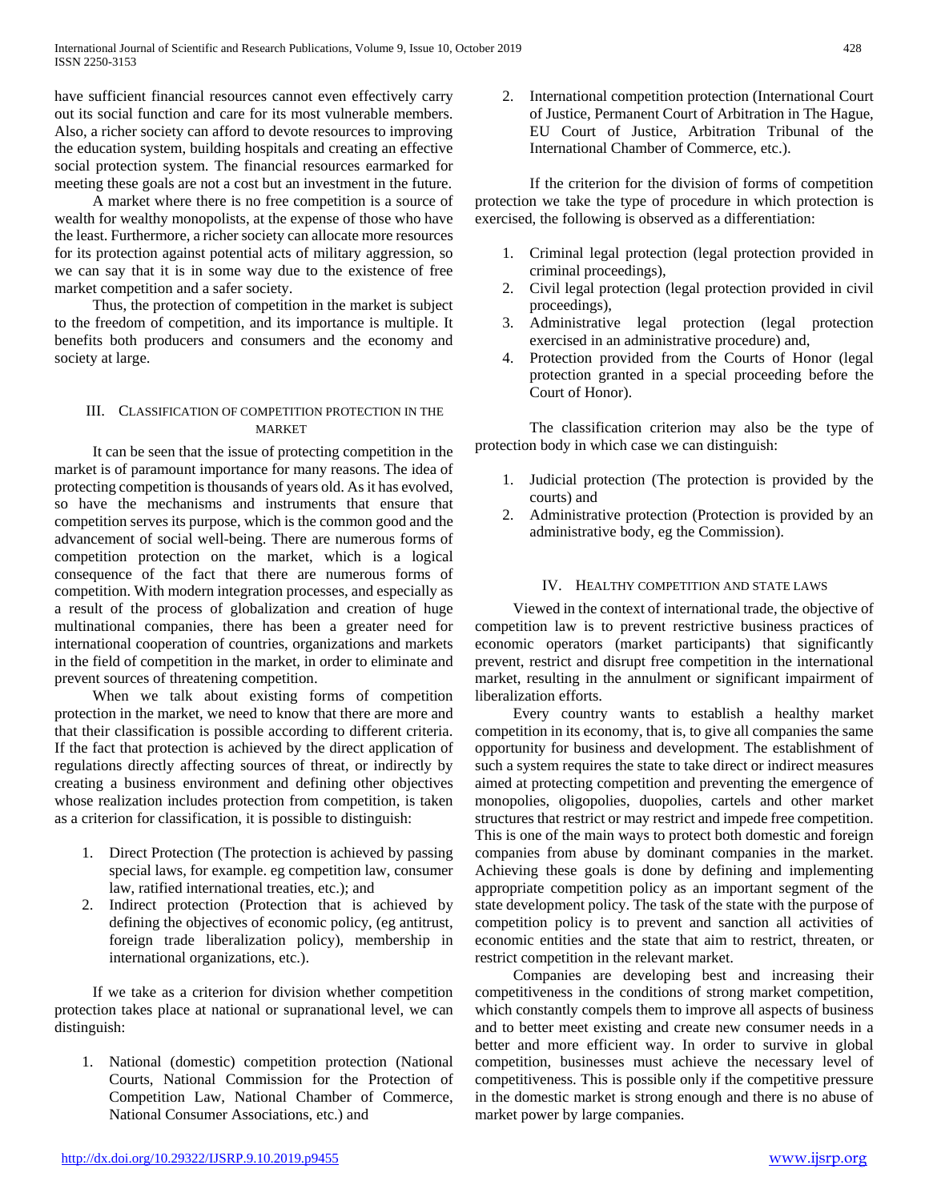have sufficient financial resources cannot even effectively carry out its social function and care for its most vulnerable members. Also, a richer society can afford to devote resources to improving the education system, building hospitals and creating an effective social protection system. The financial resources earmarked for meeting these goals are not a cost but an investment in the future.

A market where there is no free competition is a source of wealth for wealthy monopolists, at the expense of those who have the least. Furthermore, a richer society can allocate more resources for its protection against potential acts of military aggression, so we can say that it is in some way due to the existence of free market competition and a safer society.

Thus, the protection of competition in the market is subject to the freedom of competition, and its importance is multiple. It benefits both producers and consumers and the economy and society at large.

## III. Classification of Competition Protection in the Market

It can be seen that the issue of protecting competition in the market is of paramount importance for many reasons. The idea of protecting competition is thousands of years old. As it has evolved, so have the mechanisms and instruments that ensure that competition serves its purpose, which is the common good and the advancement of social well-being. There are numerous forms of competition protection on the market, which is a logical consequence of the fact that there are numerous forms of competition. With modern integration processes, and especially as a result of the process of globalization and creation of huge multinational companies, there has been a greater need for international cooperation of countries, organizations and markets in the field of competition in the market, in order to eliminate and prevent sources of threatening competition.

When we talk about existing forms of competition protection in the market, we need to know that there are more and that their classification is possible according to different criteria. If the fact that protection is achieved by the direct application of regulations directly affecting sources of threat, or indirectly by creating a business environment and defining other objectives whose realization includes protection from competition, is taken as a criterion for classification, it is possible to distinguish:

1. Direct Protection (The protection is achieved by passing special laws, for example. eg competition law, consumer law, ratified international treaties, etc.); and
2. Indirect protection (Protection that is achieved by defining the objectives of economic policy, (eg antitrust, foreign trade liberalization policy), membership in international organizations, etc.).

If we take as a criterion for division whether competition protection takes place at national or supranational level, we can distinguish:

1. National (domestic) competition protection (National Courts, National Commission for the Protection of Competition Law, National Chamber of Commerce, National Consumer Associations, etc.) and
2. International competition protection (International Court of Justice, Permanent Court of Arbitration in The Hague, EU Court of Justice, Arbitration Tribunal of the International Chamber of Commerce, etc.).

If the criterion for the division of forms of competition protection we take the type of procedure in which protection is exercised, the following is observed as a differentiation:

1. Criminal legal protection (legal protection provided in criminal proceedings),
2. Civil legal protection (legal protection provided in civil proceedings),
3. Administrative legal protection (legal protection exercised in an administrative procedure) and,
4. Protection provided from the Courts of Honor (legal protection granted in a special proceeding before the Court of Honor).

The classification criterion may also be the type of protection body in which case we can distinguish:

1. Judicial protection (The protection is provided by the courts) and
2. Administrative protection (Protection is provided by an administrative body, eg the Commission).

## IV. Healthy Competition and State Laws

Viewed in the context of international trade, the objective of competition law is to prevent restrictive business practices of economic operators (market participants) that significantly prevent, restrict and disrupt free competition in the international market, resulting in the annulment or significant impairment of liberalization efforts.

Every country wants to establish a healthy market competition in its economy, that is, to give all companies the same opportunity for business and development. The establishment of such a system requires the state to take direct or indirect measures aimed at protecting competition and preventing the emergence of monopolies, oligopolies, duopolies, cartels and other market structures that restrict or may restrict and impede free competition. This is one of the main ways to protect both domestic and foreign companies from abuse by dominant companies in the market. Achieving these goals is done by defining and implementing appropriate competition policy as an important segment of the state development policy. The task of the state with the purpose of competition policy is to prevent and sanction all activities of economic entities and the state that aim to restrict, threaten, or restrict competition in the relevant market.

Companies are developing best and increasing their competitiveness in the conditions of strong market competition, which constantly compels them to improve all aspects of business and to better meet existing and create new consumer needs in a better and more efficient way. In order to survive in global competition, businesses must achieve the necessary level of competitiveness. This is possible only if the competitive pressure in the domestic market is strong enough and there is no abuse of market power by large companies.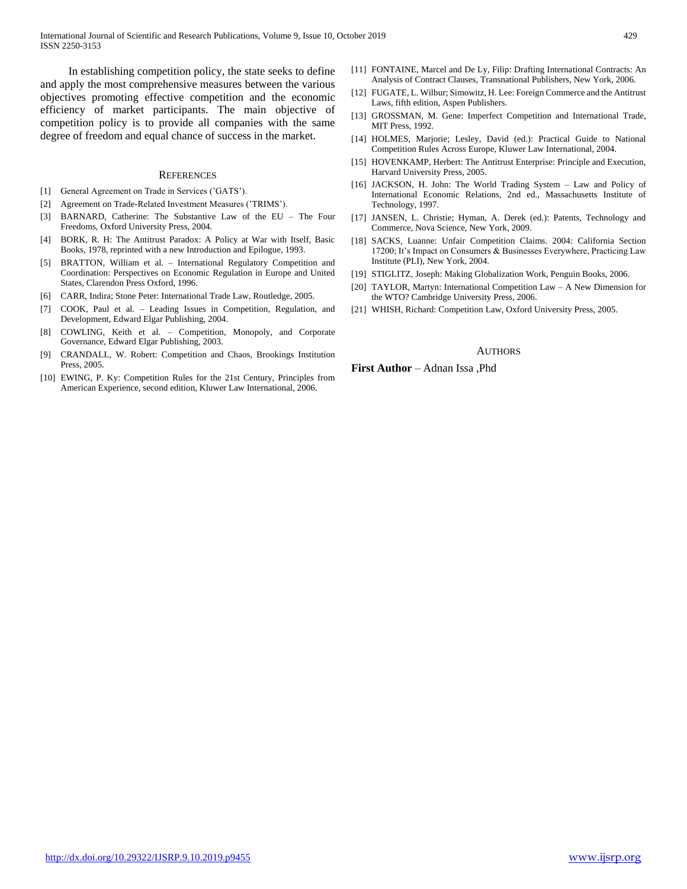In establishing competition policy, the state seeks to define and apply the most comprehensive measures between the various objectives promoting effective competition and the economic efficiency of market participants. The main objective of competition policy is to provide all companies with the same degree of freedom and equal chance of success in the market.

## References

[1] General Agreement on Trade in Services ('GATS').

[2] Agreement on Trade-Related Investment Measures ('TRIMS').

[3] BARNARD, Catherine: The Substantive Law of the EU – The Four Freedoms, Oxford University Press, 2004.

[4] BORK, R. H: The Antitrust Paradox: A Policy at War with Itself, Basic Books, 1978, reprinted with a new Introduction and Epilogue, 1993.

[5] BRATTON, William et al. – International Regulatory Competition and Coordination: Perspectives on Economic Regulation in Europe and United States, Clarendon Press Oxford, 1996.

[6] CARR, Indira; Stone Peter: International Trade Law, Routledge, 2005.

[7] COOK, Paul et al. – Leading Issues in Competition, Regulation, and Development, Edward Elgar Publishing, 2004.

[8] COWLING, Keith et al. – Competition, Monopoly, and Corporate Governance, Edward Elgar Publishing, 2003.

[9] CRANDALL, W. Robert: Competition and Chaos, Brookings Institution Press, 2005.

[10] EWING, P. Ky: Competition Rules for the 21st Century, Principles from American Experience, second edition, Kluwer Law International, 2006.

[11] FONTAINE, Marcel and De Ly, Filip: Drafting International Contracts: An Analysis of Contract Clauses, Transnational Publishers, New York, 2006.

[12] FUGATE, L. Wilbur; Simowitz, H. Lee: Foreign Commerce and the Antitrust Laws, fifth edition, Aspen Publishers.

[13] GROSSMAN, M. Gene: Imperfect Competition and International Trade, MIT Press, 1992.

[14] HOLMES, Marjorie; Lesley, David (ed.): Practical Guide to National Competition Rules Across Europe, Kluwer Law International, 2004.

[15] HOVENKAMP, Herbert: The Antitrust Enterprise: Principle and Execution, Harvard University Press, 2005.

[16] JACKSON, H. John: The World Trading System – Law and Policy of International Economic Relations, 2nd ed., Massachusetts Institute of Technology, 1997.

[17] JANSEN, L. Christie; Hyman, A. Derek (ed.): Patents, Technology and Commerce, Nova Science, New York, 2009.

[18] SACKS, Luanne: Unfair Competition Claims. 2004: California Section 17200; It's Impact on Consumers & Businesses Everywhere, Practicing Law Institute (PLI), New York, 2004.

[19] STIGLITZ, Joseph: Making Globalization Work, Penguin Books, 2006.

[20] TAYLOR, Martyn: International Competition Law – A New Dimension for the WTO? Cambridge University Press, 2006.

[21] WHISH, Richard: Competition Law, Oxford University Press, 2005.

## Authors

**First Author** – Adnan Issa ,Phd